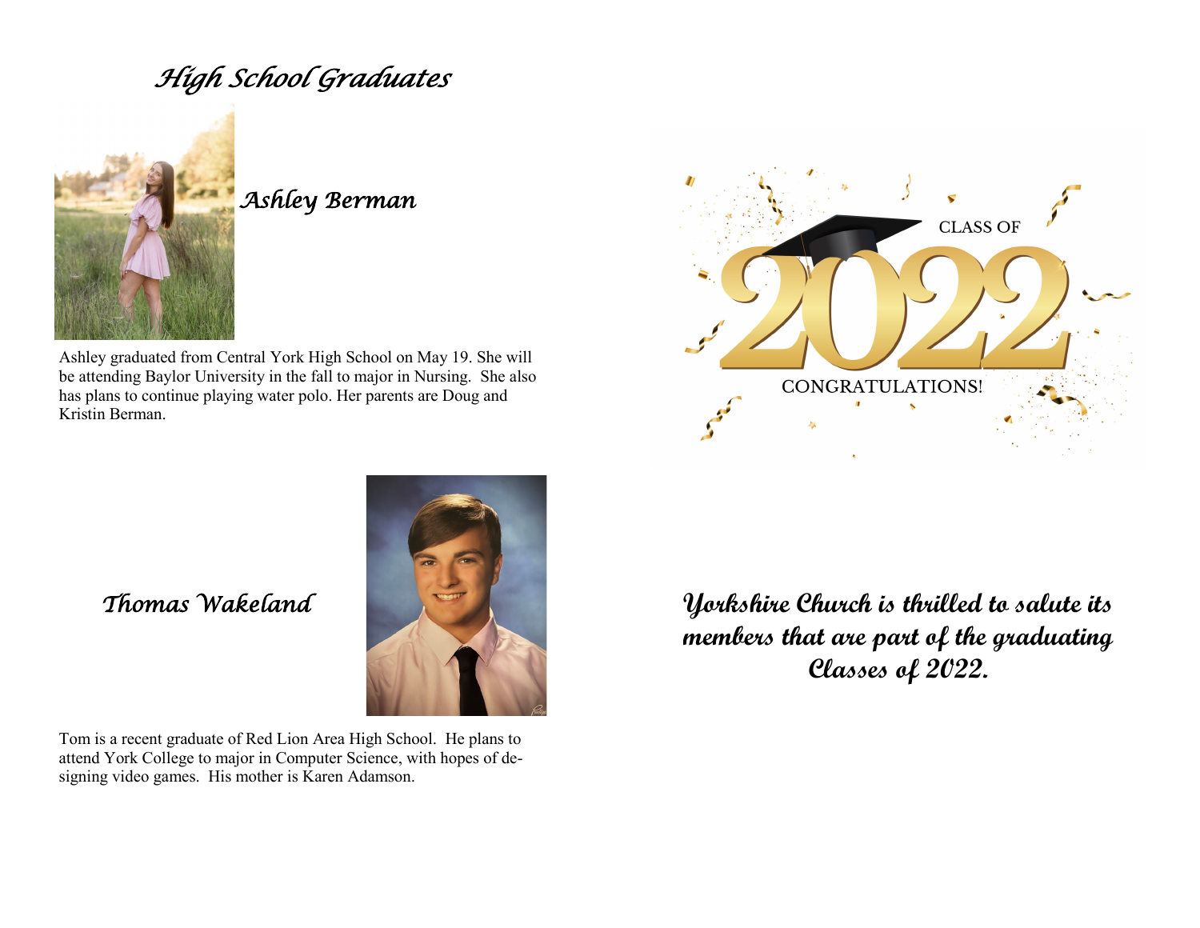# *High School Graduates*

## *Ashley Berman*

Ashley graduated from Central York High School on May 19. She will be attending Baylor University in the fall to major in Nursing. She also has plans to continue playing water polo. Her parents are Doug and Kristin Berman.

## *Thomas Wakeland*

Tom is a recent graduate of Red Lion Area High School. He plans to attend York College to major in Computer Science, with hopes of designing video games. His mother is Karen Adamson.

CLASS OF 2022

CONGRATULATIONS!

***Yorkshire Church is thrilled to salute its members that are part of the graduating Classes of 2022.***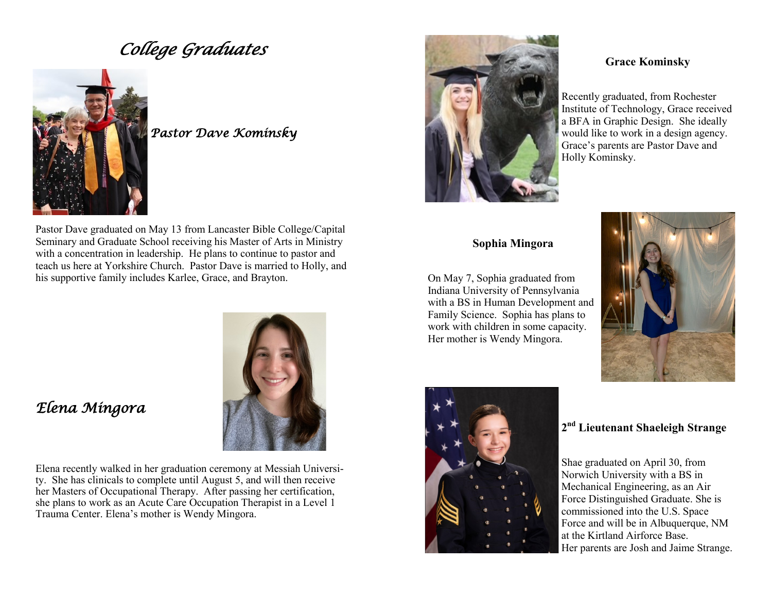# *College Graduates*

### *Pastor Dave Kominsky*

Pastor Dave graduated on May 13 from Lancaster Bible College/Capital Seminary and Graduate School receiving his Master of Arts in Ministry with a concentration in leadership. He plans to continue to pastor and teach us here at Yorkshire Church. Pastor Dave is married to Holly, and his supportive family includes Karlee, Grace, and Brayton.

### *Elena Mingora*

Elena recently walked in her graduation ceremony at Messiah University. She has clinicals to complete until August 5, and will then receive her Masters of Occupational Therapy. After passing her certification, she plans to work as an Acute Care Occupation Therapist in a Level 1 Trauma Center. Elena's mother is Wendy Mingora.

### **Grace Kominsky**

Recently graduated, from Rochester Institute of Technology, Grace received a BFA in Graphic Design. She ideally would like to work in a design agency. Grace's parents are Pastor Dave and Holly Kominsky.

### **Sophia Mingora**

On May 7, Sophia graduated from Indiana University of Pennsylvania with a BS in Human Development and Family Science. Sophia has plans to work with children in some capacity. Her mother is Wendy Mingora.

### **2nd Lieutenant Shaeleigh Strange**

Shae graduated on April 30, from Norwich University with a BS in Mechanical Engineering, as an Air Force Distinguished Graduate. She is commissioned into the U.S. Space Force and will be in Albuquerque, NM at the Kirtland Airforce Base.
Her parents are Josh and Jaime Strange.